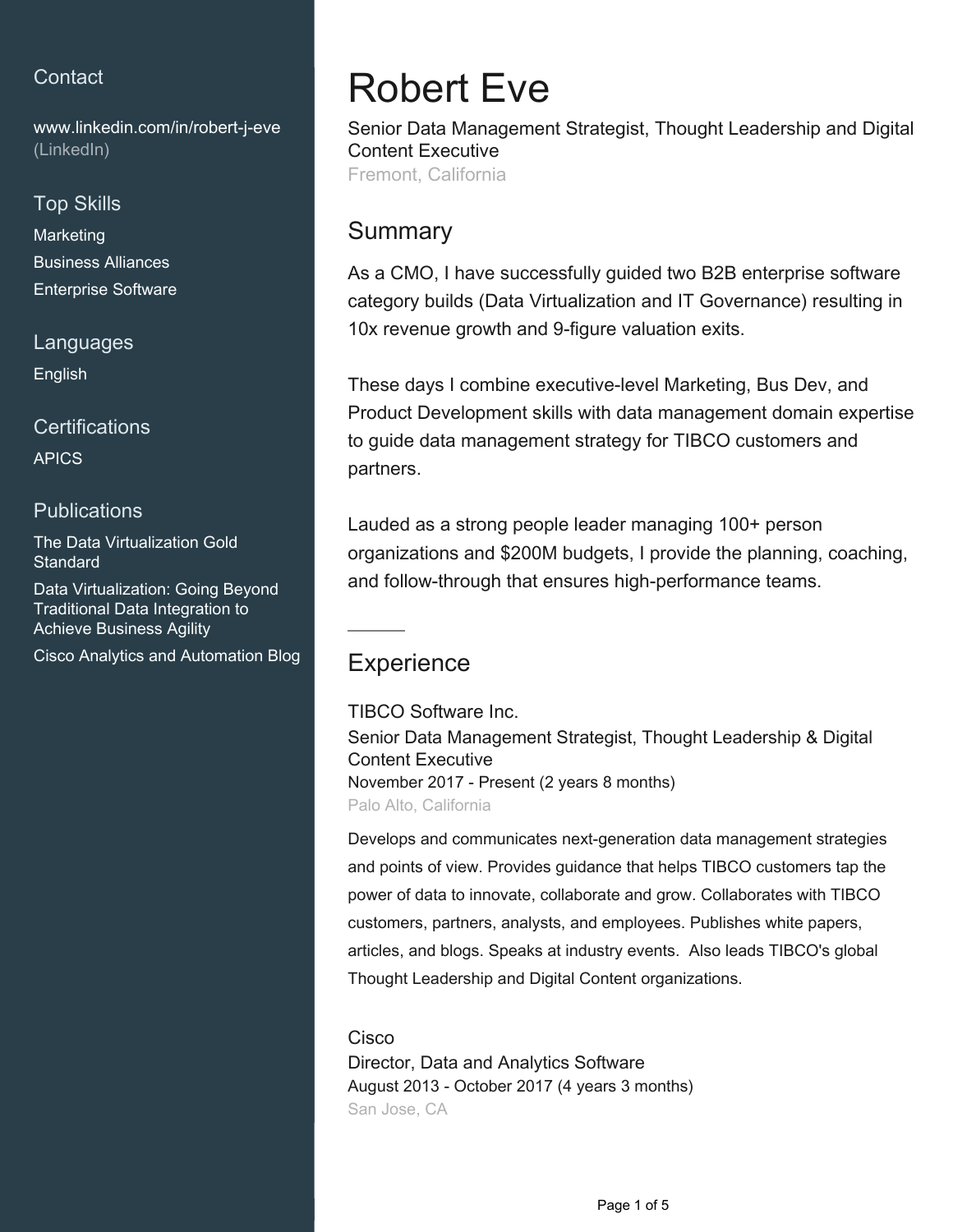## Contact

www.linkedin.com/in/robert-j-eve (LinkedIn)

## Top Skills

Marketing
Business Alliances
Enterprise Software

## Languages

English

## Certifications

APICS

## Publications

The Data Virtualization Gold Standard
Data Virtualization: Going Beyond Traditional Data Integration to Achieve Business Agility
Cisco Analytics and Automation Blog

# Robert Eve

Senior Data Management Strategist, Thought Leadership and Digital Content Executive
Fremont, California

## Summary

As a CMO, I have successfully guided two B2B enterprise software category builds (Data Virtualization and IT Governance) resulting in 10x revenue growth and 9-figure valuation exits.

These days I combine executive-level Marketing, Bus Dev, and Product Development skills with data management domain expertise to guide data management strategy for TIBCO customers and partners.

Lauded as a strong people leader managing 100+ person organizations and $200M budgets, I provide the planning, coaching, and follow-through that ensures high-performance teams.

## Experience

### TIBCO Software Inc.

Senior Data Management Strategist, Thought Leadership & Digital Content Executive
November 2017 - Present (2 years 8 months)
Palo Alto, California

Develops and communicates next-generation data management strategies and points of view. Provides guidance that helps TIBCO customers tap the power of data to innovate, collaborate and grow. Collaborates with TIBCO customers, partners, analysts, and employees. Publishes white papers, articles, and blogs. Speaks at industry events. Also leads TIBCO's global Thought Leadership and Digital Content organizations.

### Cisco

Director, Data and Analytics Software
August 2013 - October 2017 (4 years 3 months)
San Jose, CA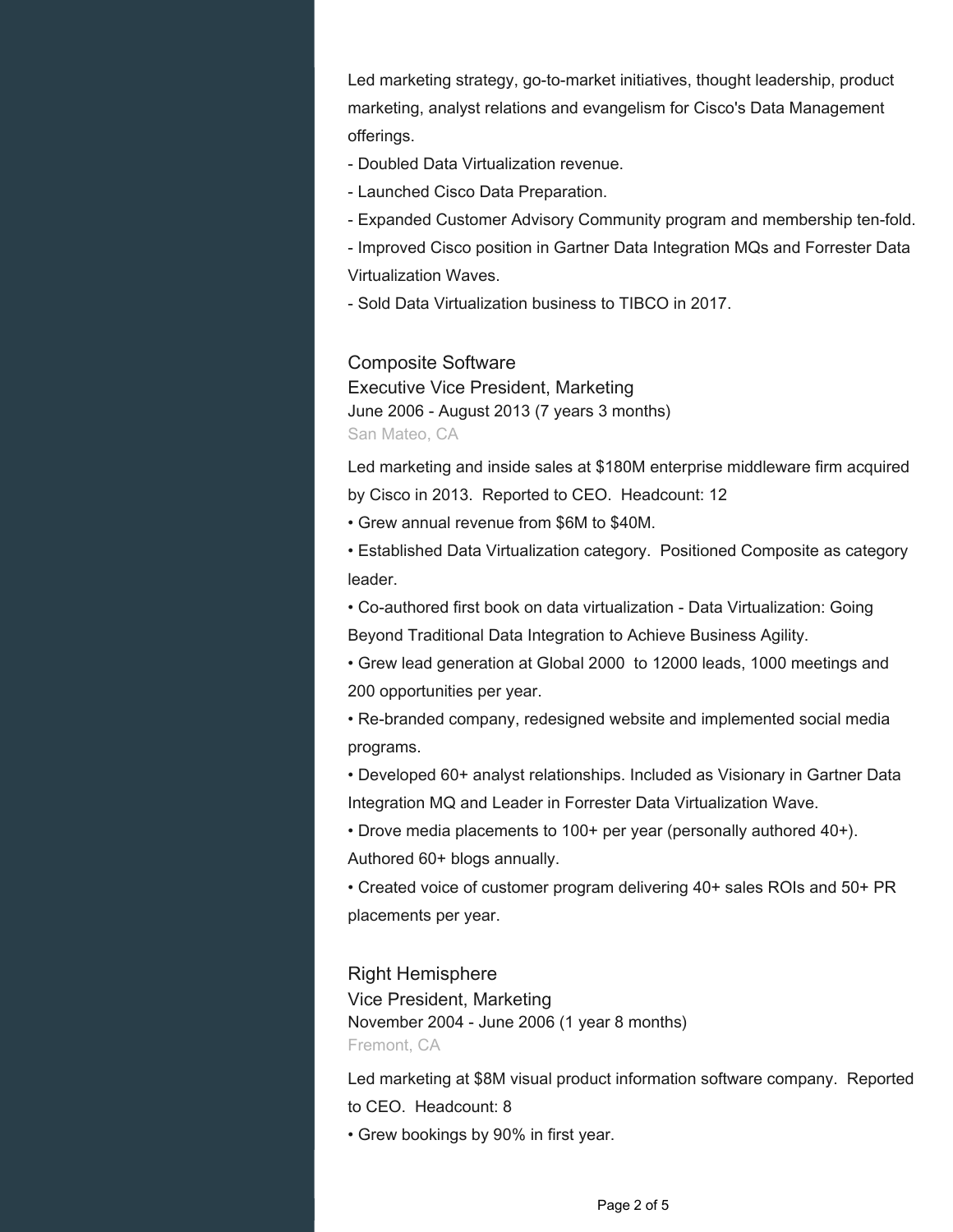Led marketing strategy, go-to-market initiatives, thought leadership, product marketing, analyst relations and evangelism for Cisco's Data Management offerings.

- Doubled Data Virtualization revenue.
- Launched Cisco Data Preparation.
- Expanded Customer Advisory Community program and membership ten-fold.
- Improved Cisco position in Gartner Data Integration MQs and Forrester Data Virtualization Waves.
- Sold Data Virtualization business to TIBCO in 2017.

### Composite Software

Executive Vice President, Marketing
June 2006 - August 2013 (7 years 3 months)
San Mateo, CA

Led marketing and inside sales at $180M enterprise middleware firm acquired by Cisco in 2013.  Reported to CEO.  Headcount: 12

- Grew annual revenue from $6M to $40M.
- Established Data Virtualization category.  Positioned Composite as category leader.
- Co-authored first book on data virtualization - Data Virtualization: Going Beyond Traditional Data Integration to Achieve Business Agility.
- Grew lead generation at Global 2000  to 12000 leads, 1000 meetings and 200 opportunities per year.
- Re-branded company, redesigned website and implemented social media programs.
- Developed 60+ analyst relationships. Included as Visionary in Gartner Data Integration MQ and Leader in Forrester Data Virtualization Wave.
- Drove media placements to 100+ per year (personally authored 40+). Authored 60+ blogs annually.
- Created voice of customer program delivering 40+ sales ROIs and 50+ PR placements per year.

### Right Hemisphere

Vice President, Marketing
November 2004 - June 2006 (1 year 8 months)
Fremont, CA

Led marketing at $8M visual product information software company.  Reported to CEO.  Headcount: 8

- Grew bookings by 90% in first year.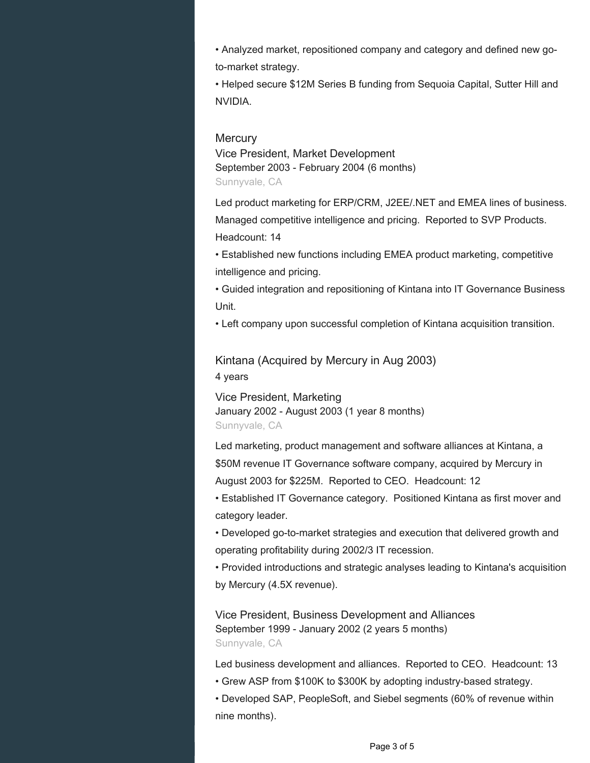• Analyzed market, repositioned company and category and defined new go-to-market strategy.
• Helped secure $12M Series B funding from Sequoia Capital, Sutter Hill and NVIDIA.

### Mercury

Vice President, Market Development
September 2003 - February 2004 (6 months)
Sunnyvale, CA

Led product marketing for ERP/CRM, J2EE/.NET and EMEA lines of business. Managed competitive intelligence and pricing. Reported to SVP Products. Headcount: 14

• Established new functions including EMEA product marketing, competitive intelligence and pricing.
• Guided integration and repositioning of Kintana into IT Governance Business Unit.
• Left company upon successful completion of Kintana acquisition transition.

### Kintana (Acquired by Mercury in Aug 2003)

4 years

Vice President, Marketing
January 2002 - August 2003 (1 year 8 months)
Sunnyvale, CA

Led marketing, product management and software alliances at Kintana, a $50M revenue IT Governance software company, acquired by Mercury in August 2003 for $225M. Reported to CEO. Headcount: 12

• Established IT Governance category. Positioned Kintana as first mover and category leader.
• Developed go-to-market strategies and execution that delivered growth and operating profitability during 2002/3 IT recession.
• Provided introductions and strategic analyses leading to Kintana's acquisition by Mercury (4.5X revenue).

Vice President, Business Development and Alliances
September 1999 - January 2002 (2 years 5 months)
Sunnyvale, CA

Led business development and alliances. Reported to CEO. Headcount: 13

• Grew ASP from $100K to $300K by adopting industry-based strategy.
• Developed SAP, PeopleSoft, and Siebel segments (60% of revenue within nine months).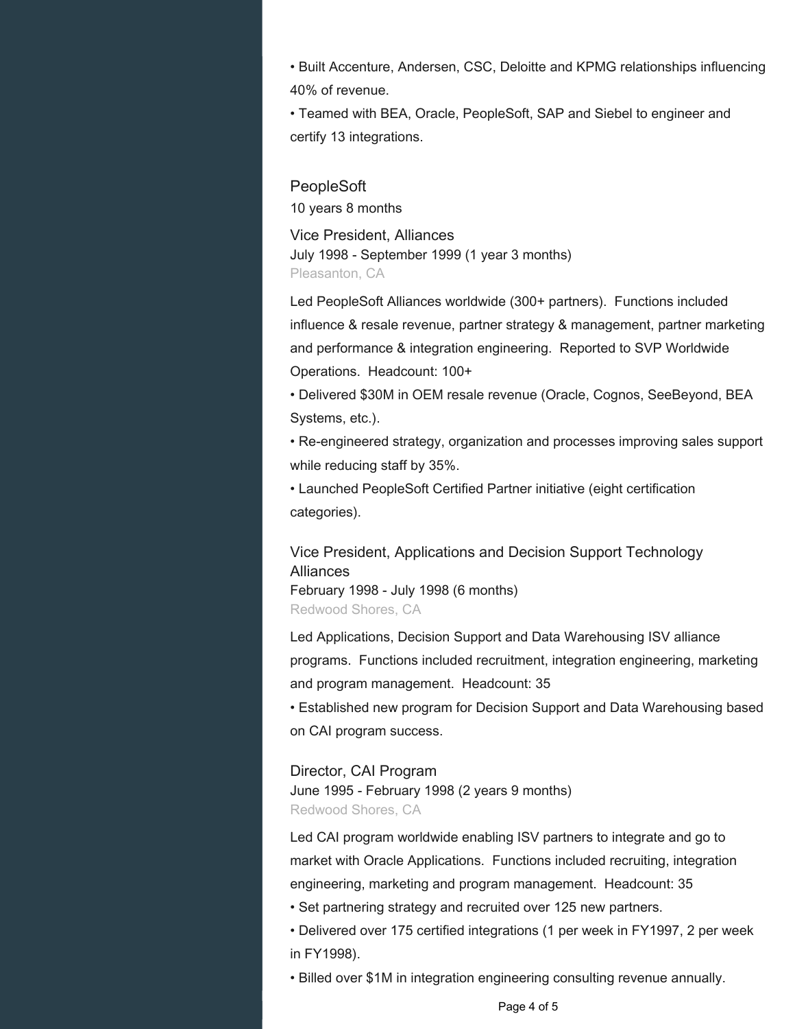• Built Accenture, Andersen, CSC, Deloitte and KPMG relationships influencing 40% of revenue.

• Teamed with BEA, Oracle, PeopleSoft, SAP and Siebel to engineer and certify 13 integrations.

## PeopleSoft

10 years 8 months

### Vice President, Alliances

July 1998 - September 1999 (1 year 3 months)

Pleasanton, CA

Led PeopleSoft Alliances worldwide (300+ partners). Functions included influence & resale revenue, partner strategy & management, partner marketing and performance & integration engineering. Reported to SVP Worldwide Operations. Headcount: 100+

• Delivered $30M in OEM resale revenue (Oracle, Cognos, SeeBeyond, BEA Systems, etc.).

• Re-engineered strategy, organization and processes improving sales support while reducing staff by 35%.

• Launched PeopleSoft Certified Partner initiative (eight certification categories).

### Vice President, Applications and Decision Support Technology Alliances

February 1998 - July 1998 (6 months)

Redwood Shores, CA

Led Applications, Decision Support and Data Warehousing ISV alliance programs. Functions included recruitment, integration engineering, marketing and program management. Headcount: 35

• Established new program for Decision Support and Data Warehousing based on CAI program success.

### Director, CAI Program

June 1995 - February 1998 (2 years 9 months)

Redwood Shores, CA

Led CAI program worldwide enabling ISV partners to integrate and go to market with Oracle Applications. Functions included recruiting, integration engineering, marketing and program management. Headcount: 35

• Set partnering strategy and recruited over 125 new partners.

• Delivered over 175 certified integrations (1 per week in FY1997, 2 per week in FY1998).

• Billed over $1M in integration engineering consulting revenue annually.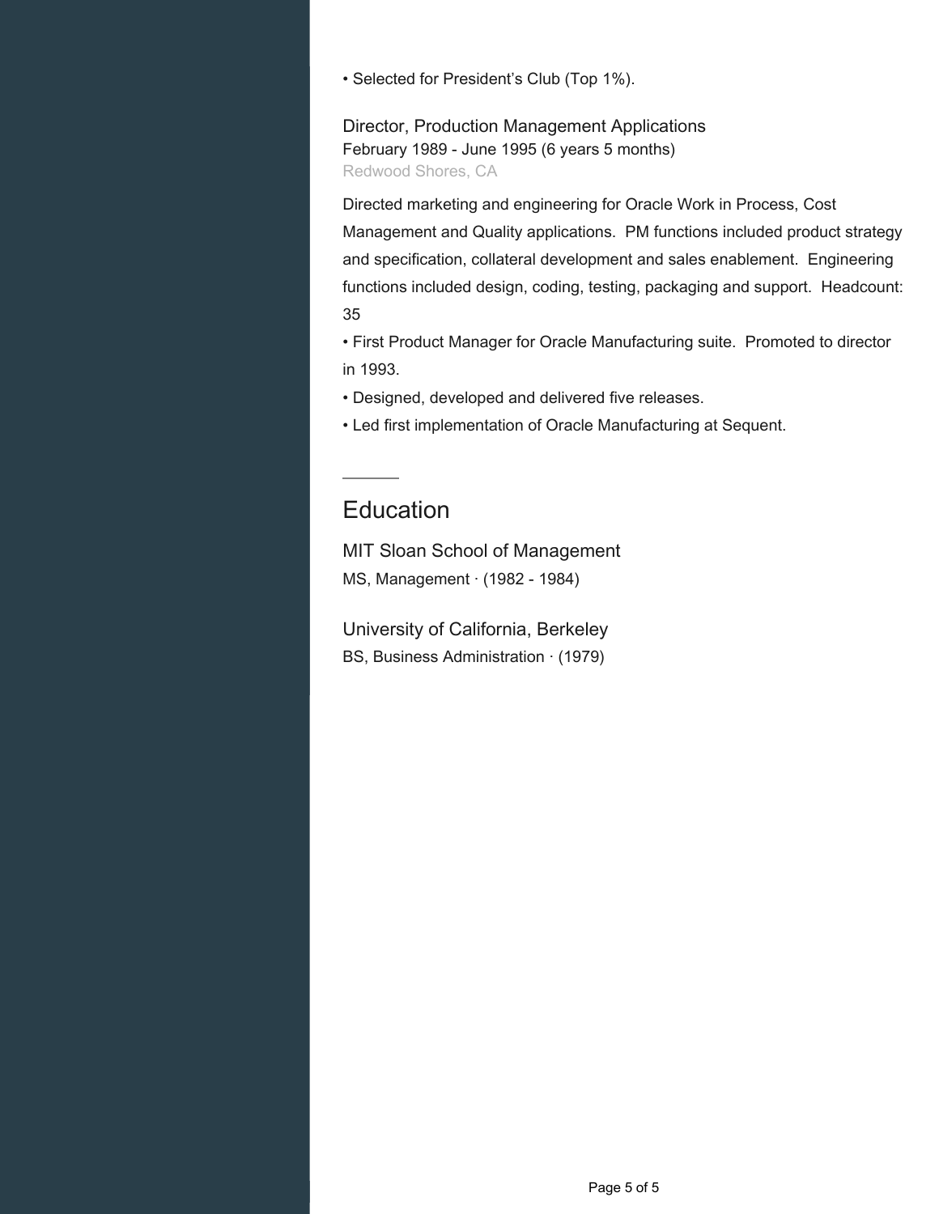• Selected for President's Club (Top 1%).

### Director, Production Management Applications

February 1989 - June 1995 (6 years 5 months)

Redwood Shores, CA

Directed marketing and engineering for Oracle Work in Process, Cost Management and Quality applications. PM functions included product strategy and specification, collateral development and sales enablement. Engineering functions included design, coding, testing, packaging and support. Headcount: 35

• First Product Manager for Oracle Manufacturing suite. Promoted to director in 1993.

• Designed, developed and delivered five releases.

• Led first implementation of Oracle Manufacturing at Sequent.

## Education

### MIT Sloan School of Management

MS, Management · (1982 - 1984)

### University of California, Berkeley

BS, Business Administration · (1979)